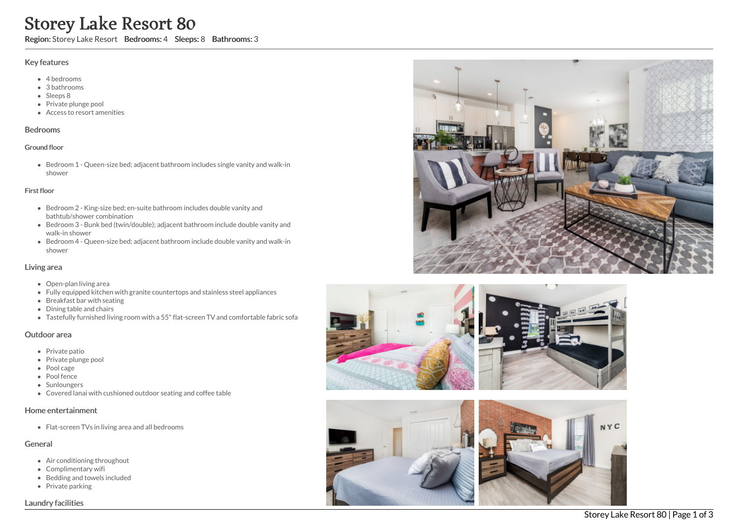# Storey Lake Resort 80

**Region:** Storey Lake Resort **Bedrooms:** 4 **Sleeps:** 8 **Bathrooms:** 3

## Key features

- 4 bedrooms
- 3 bathrooms
- Sleeps 8
- Private plunge pool
- Access to resort amenities

## Bedrooms

### Ground floor

- Bedroom 1 - Queen-size bed; adjacent bathroom includes single vanity and walk-in shower

### First floor

- Bedroom 2 - King-size bed; en-suite bathroom includes double vanity and bathtub/shower combination
- Bedroom 3 - Bunk bed (twin/double); adjacent bathroom include double vanity and walk-in shower
- Bedroom 4 - Queen-size bed; adjacent bathroom include double vanity and walk-in shower

## Living area

- Open-plan living area
- Fully equipped kitchen with granite countertops and stainless steel appliances
- Breakfast bar with seating
- Dining table and chairs
- Tastefully furnished living room with a 55" flat-screen TV and comfortable fabric sofa

## Outdoor area

- Private patio
- Private plunge pool
- Pool cage
- Pool fence
- Sunloungers
- Covered lanai with cushioned outdoor seating and coffee table

## Home entertainment

- Flat-screen TVs in living area and all bedrooms

## General

- Air conditioning throughout
- Complimentary wifi
- Bedding and towels included
- Private parking

## Laundry facilities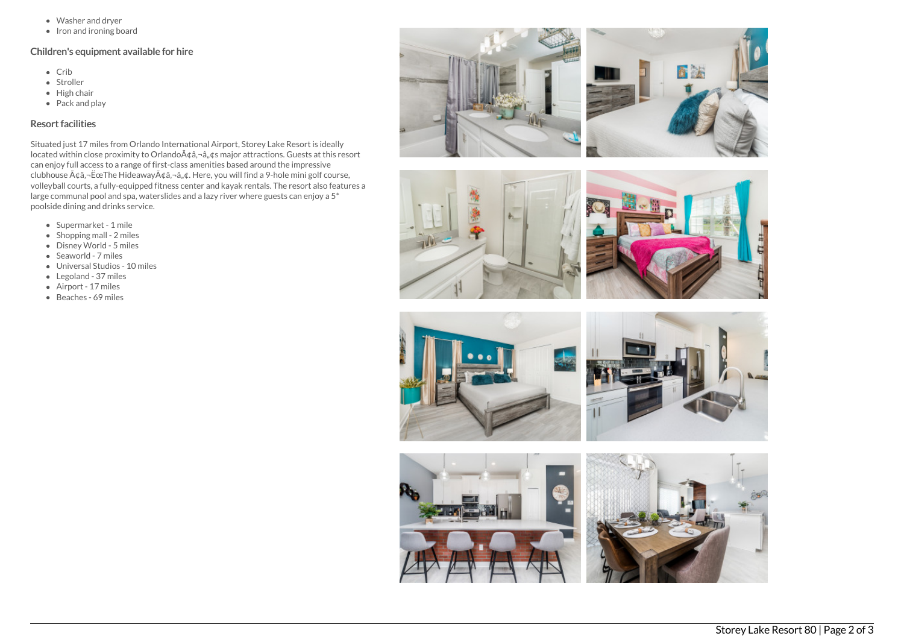- Washer and dryer
- Iron and ironing board

## Children's equipment available for hire

- Crib
- Stroller
- High chair
- Pack and play

## Resort facilities

Situated just 17 miles from Orlando International Airport, Storey Lake Resort is ideally located within close proximity to OrlandoÃ¢â‚¬â„¢s major attractions. Guests at this resort can enjoy full access to a range of first-class amenities based around the impressive clubhouse Ã¢â‚¬ËœThe HideawayÃ¢â‚¬â„¢. Here, you will find a 9-hole mini golf course, volleyball courts, a fully-equipped fitness center and kayak rentals. The resort also features a large communal pool and spa, waterslides and a lazy river where guests can enjoy a 5* poolside dining and drinks service.

- Supermarket - 1 mile
- Shopping mall - 2 miles
- Disney World - 5 miles
- Seaworld - 7 miles
- Universal Studios - 10 miles
- Legoland - 37 miles
- Airport - 17 miles
- Beaches - 69 miles